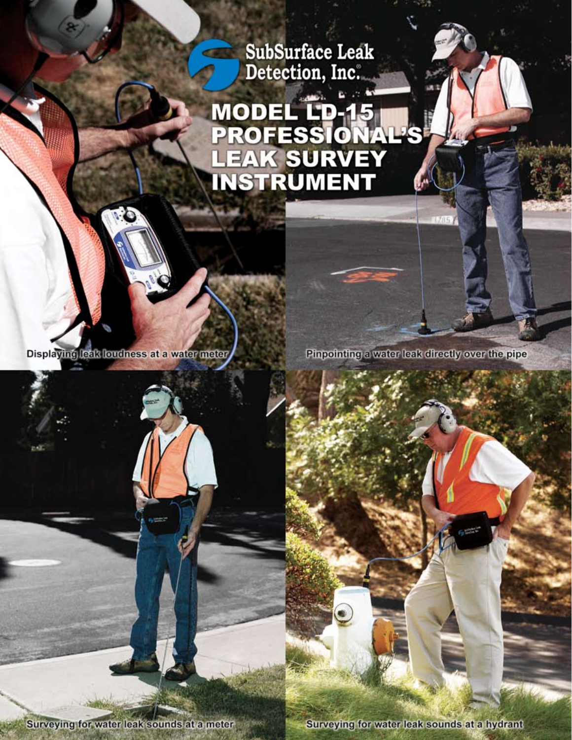SubSurface Leak Detection, Inc.®

# MODEL LD-15 PROFESSIONAL'S LEAK SURVEY INSTRUMENT

Displaying leak loudness at a water meter

Pinpointing a water leak directly over the pipe

Surveying for water leak sounds at a meter

Surveying for water leak sounds at a hydrant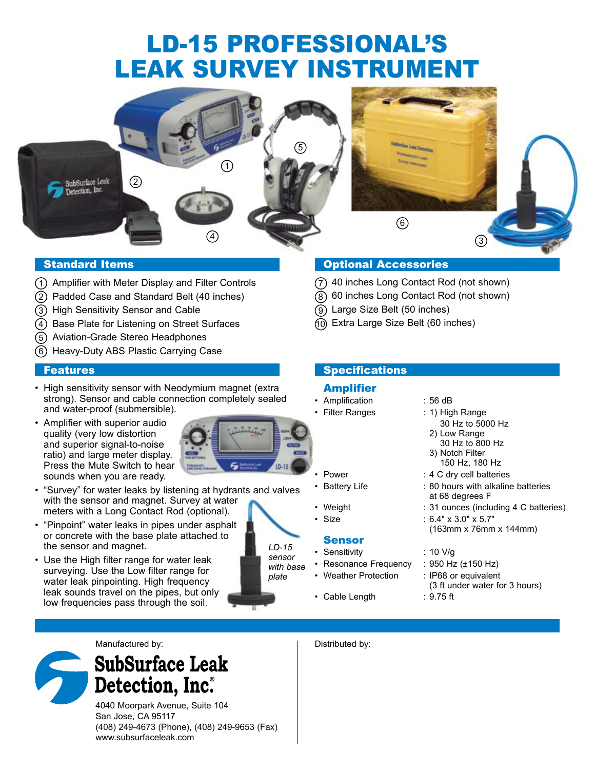# LD-15 PROFESSIONAL'S LEAK SURVEY INSTRUMENT

## Standard Items

1. Amplifier with Meter Display and Filter Controls
2. Padded Case and Standard Belt (40 inches)
3. High Sensitivity Sensor and Cable
4. Base Plate for Listening on Street Surfaces
5. Aviation-Grade Stereo Headphones
6. Heavy-Duty ABS Plastic Carrying Case

## Optional Accessories

7. 40 inches Long Contact Rod (not shown)
8. 60 inches Long Contact Rod (not shown)
9. Large Size Belt (50 inches)
10. Extra Large Size Belt (60 inches)

## Features

- High sensitivity sensor with Neodymium magnet (extra strong). Sensor and cable connection completely sealed and water-proof (submersible).
- Amplifier with superior audio quality (very low distortion and superior signal-to-noise ratio) and large meter display. Press the Mute Switch to hear sounds when you are ready.
- "Survey" for water leaks by listening at hydrants and valves with the sensor and magnet. Survey at water meters with a Long Contact Rod (optional).
- "Pinpoint" water leaks in pipes under asphalt or concrete with the base plate attached to the sensor and magnet.
- Use the High filter range for water leak surveying. Use the Low filter range for water leak pinpointing. High frequency leak sounds travel on the pipes, but only low frequencies pass through the soil.

*LD-15 sensor with base plate*

## Specifications

### Amplifier

- Amplification : 56 dB
- Filter Ranges : 1) High Range 30 Hz to 5000 Hz 2) Low Range 30 Hz to 800 Hz 3) Notch Filter 150 Hz, 180 Hz
- Power : 4 C dry cell batteries
- Battery Life : 80 hours with alkaline batteries at 68 degrees F
- Weight : 31 ounces (including 4 C batteries)
- Size : 6.4" x 3.0" x 5.7" (163mm x 76mm x 144mm)

### Sensor

- Sensitivity : 10 V/g
- Resonance Frequency : 950 Hz (±150 Hz)
- Weather Protection : IP68 or equivalent (3 ft under water for 3 hours)
- Cable Length : 9.75 ft

---

Manufactured by:

**SubSurface Leak Detection, Inc.®**

4040 Moorpark Avenue, Suite 104
San Jose, CA 95117
(408) 249-4673 (Phone), (408) 249-9653 (Fax)
www.subsurfaceleak.com

Distributed by: